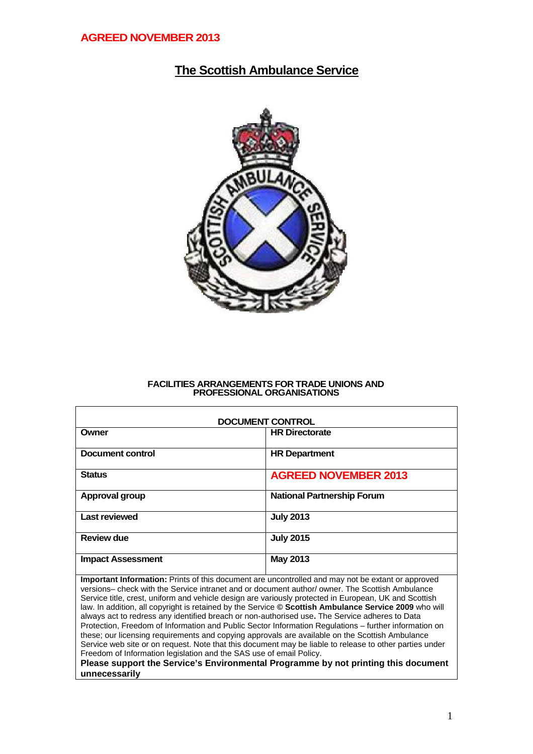**AGREED NOVEMBER 2013**

# The Scottish Ambulance Service

**FACILITIES ARRANGEMENTS FOR TRADE UNIONS AND PROFESSIONAL ORGANISATIONS**

| DOCUMENT CONTROL | |
|---|---|
| **Owner** | **HR Directorate** |
| **Document control** | **HR Department** |
| **Status** | **AGREED NOVEMBER 2013** |
| **Approval group** | **National Partnership Forum** |
| **Last reviewed** | **July 2013** |
| **Review due** | **July 2015** |
| **Impact Assessment** | **May 2013** |

**Important Information:** Prints of this document are uncontrolled and may not be extant or approved versions– check with the Service intranet and or document author/ owner. The Scottish Ambulance Service title, crest, uniform and vehicle design are variously protected in European, UK and Scottish law. In addition, all copyright is retained by the Service **© Scottish Ambulance Service 2009** who will always act to redress any identified breach or non-authorised use**.** The Service adheres to Data Protection, Freedom of Information and Public Sector Information Regulations – further information on these; our licensing requirements and copying approvals are available on the Scottish Ambulance Service web site or on request. Note that this document may be liable to release to other parties under Freedom of Information legislation and the SAS use of email Policy.
**Please support the Service's Environmental Programme by not printing this document unnecessarily**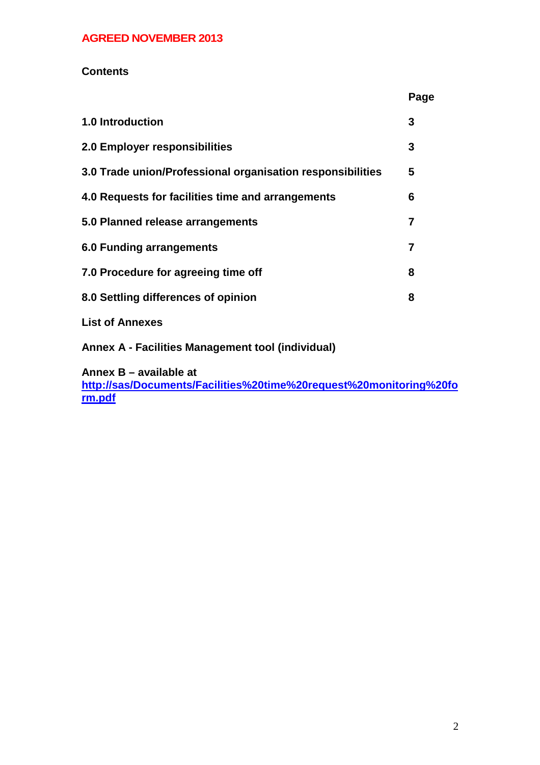**AGREED NOVEMBER 2013**

## Contents

| | Page |
|---|---|
| **1.0 Introduction** | **3** |
| **2.0 Employer responsibilities** | **3** |
| **3.0 Trade union/Professional organisation responsibilities** | **5** |
| **4.0 Requests for facilities time and arrangements** | **6** |
| **5.0 Planned release arrangements** | **7** |
| **6.0 Funding arrangements** | **7** |
| **7.0 Procedure for agreeing time off** | **8** |
| **8.0 Settling differences of opinion** | **8** |

**List of Annexes**

**Annex A - Facilities Management tool (individual)**

**Annex B – available at**
**http://sas/Documents/Facilities%20time%20request%20monitoring%20form.pdf**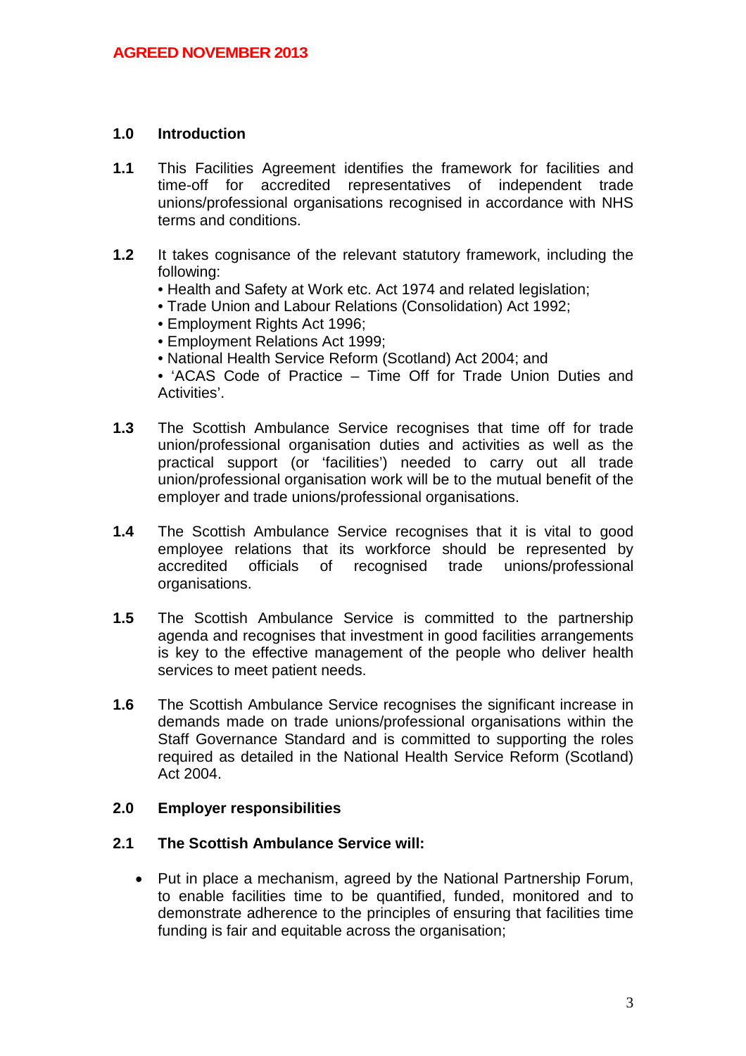**AGREED NOVEMBER 2013**

## 1.0 Introduction

**1.1** This Facilities Agreement identifies the framework for facilities and time-off for accredited representatives of independent trade unions/professional organisations recognised in accordance with NHS terms and conditions.

**1.2** It takes cognisance of the relevant statutory framework, including the following:

- Health and Safety at Work etc. Act 1974 and related legislation;
- Trade Union and Labour Relations (Consolidation) Act 1992;
- Employment Rights Act 1996;
- Employment Relations Act 1999;
- National Health Service Reform (Scotland) Act 2004; and
- 'ACAS Code of Practice – Time Off for Trade Union Duties and Activities'.

**1.3** The Scottish Ambulance Service recognises that time off for trade union/professional organisation duties and activities as well as the practical support (or 'facilities') needed to carry out all trade union/professional organisation work will be to the mutual benefit of the employer and trade unions/professional organisations.

**1.4** The Scottish Ambulance Service recognises that it is vital to good employee relations that its workforce should be represented by accredited officials of recognised trade unions/professional organisations.

**1.5** The Scottish Ambulance Service is committed to the partnership agenda and recognises that investment in good facilities arrangements is key to the effective management of the people who deliver health services to meet patient needs.

**1.6** The Scottish Ambulance Service recognises the significant increase in demands made on trade unions/professional organisations within the Staff Governance Standard and is committed to supporting the roles required as detailed in the National Health Service Reform (Scotland) Act 2004.

## 2.0 Employer responsibilities

### 2.1 The Scottish Ambulance Service will:

- Put in place a mechanism, agreed by the National Partnership Forum, to enable facilities time to be quantified, funded, monitored and to demonstrate adherence to the principles of ensuring that facilities time funding is fair and equitable across the organisation;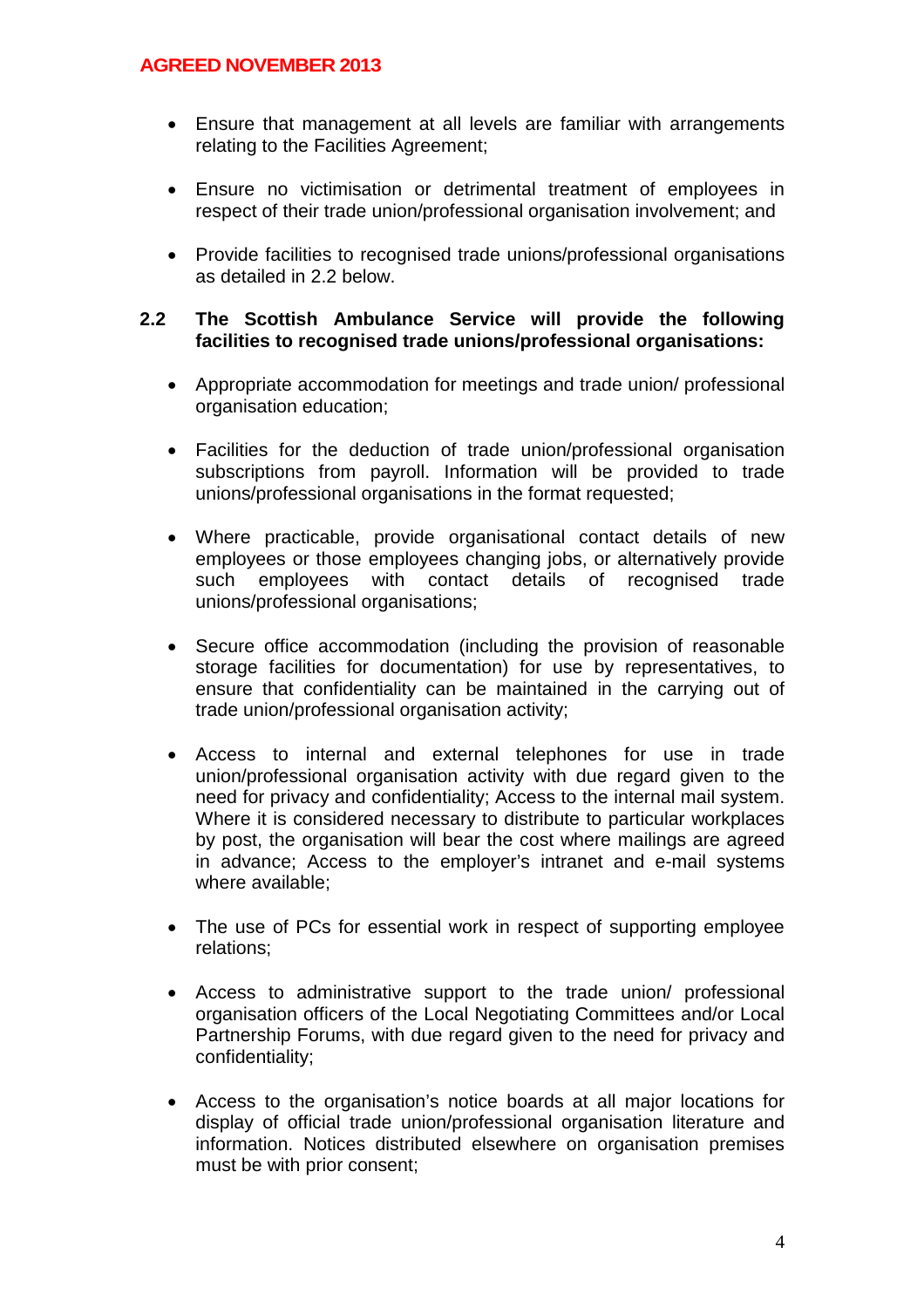- Ensure that management at all levels are familiar with arrangements relating to the Facilities Agreement;

- Ensure no victimisation or detrimental treatment of employees in respect of their trade union/professional organisation involvement; and

- Provide facilities to recognised trade unions/professional organisations as detailed in 2.2 below.

**2.2 The Scottish Ambulance Service will provide the following facilities to recognised trade unions/professional organisations:**

- Appropriate accommodation for meetings and trade union/ professional organisation education;

- Facilities for the deduction of trade union/professional organisation subscriptions from payroll. Information will be provided to trade unions/professional organisations in the format requested;

- Where practicable, provide organisational contact details of new employees or those employees changing jobs, or alternatively provide such employees with contact details of recognised trade unions/professional organisations;

- Secure office accommodation (including the provision of reasonable storage facilities for documentation) for use by representatives, to ensure that confidentiality can be maintained in the carrying out of trade union/professional organisation activity;

- Access to internal and external telephones for use in trade union/professional organisation activity with due regard given to the need for privacy and confidentiality; Access to the internal mail system. Where it is considered necessary to distribute to particular workplaces by post, the organisation will bear the cost where mailings are agreed in advance; Access to the employer's intranet and e-mail systems where available;

- The use of PCs for essential work in respect of supporting employee relations;

- Access to administrative support to the trade union/ professional organisation officers of the Local Negotiating Committees and/or Local Partnership Forums, with due regard given to the need for privacy and confidentiality;

- Access to the organisation's notice boards at all major locations for display of official trade union/professional organisation literature and information. Notices distributed elsewhere on organisation premises must be with prior consent;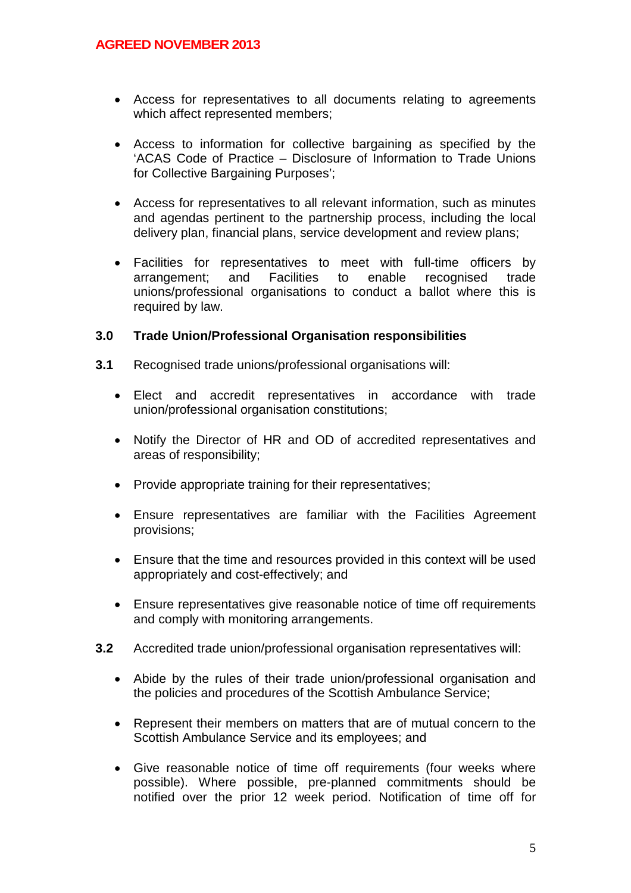- Access for representatives to all documents relating to agreements which affect represented members;

- Access to information for collective bargaining as specified by the 'ACAS Code of Practice – Disclosure of Information to Trade Unions for Collective Bargaining Purposes';

- Access for representatives to all relevant information, such as minutes and agendas pertinent to the partnership process, including the local delivery plan, financial plans, service development and review plans;

- Facilities for representatives to meet with full-time officers by arrangement; and Facilities to enable recognised trade unions/professional organisations to conduct a ballot where this is required by law.

## 3.0 Trade Union/Professional Organisation responsibilities

**3.1** Recognised trade unions/professional organisations will:

- Elect and accredit representatives in accordance with trade union/professional organisation constitutions;

- Notify the Director of HR and OD of accredited representatives and areas of responsibility;

- Provide appropriate training for their representatives;

- Ensure representatives are familiar with the Facilities Agreement provisions;

- Ensure that the time and resources provided in this context will be used appropriately and cost-effectively; and

- Ensure representatives give reasonable notice of time off requirements and comply with monitoring arrangements.

**3.2** Accredited trade union/professional organisation representatives will:

- Abide by the rules of their trade union/professional organisation and the policies and procedures of the Scottish Ambulance Service;

- Represent their members on matters that are of mutual concern to the Scottish Ambulance Service and its employees; and

- Give reasonable notice of time off requirements (four weeks where possible). Where possible, pre-planned commitments should be notified over the prior 12 week period. Notification of time off for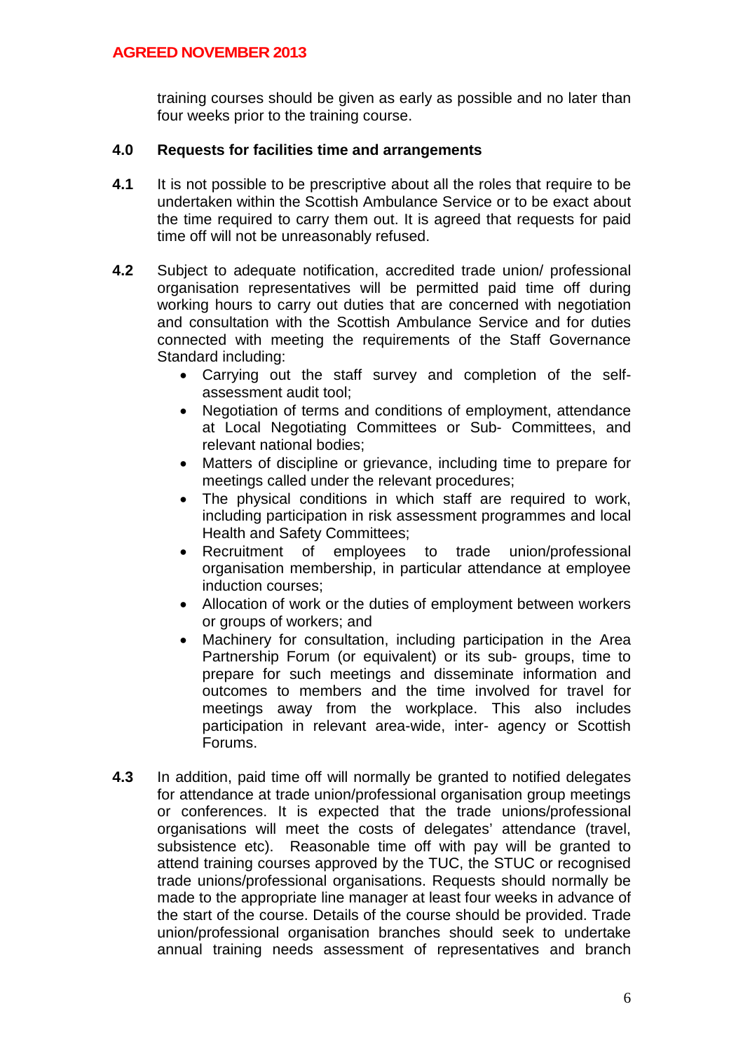training courses should be given as early as possible and no later than four weeks prior to the training course.

## 4.0 Requests for facilities time and arrangements

**4.1** It is not possible to be prescriptive about all the roles that require to be undertaken within the Scottish Ambulance Service or to be exact about the time required to carry them out. It is agreed that requests for paid time off will not be unreasonably refused.

**4.2** Subject to adequate notification, accredited trade union/ professional organisation representatives will be permitted paid time off during working hours to carry out duties that are concerned with negotiation and consultation with the Scottish Ambulance Service and for duties connected with meeting the requirements of the Staff Governance Standard including:

- Carrying out the staff survey and completion of the self-assessment audit tool;
- Negotiation of terms and conditions of employment, attendance at Local Negotiating Committees or Sub- Committees, and relevant national bodies;
- Matters of discipline or grievance, including time to prepare for meetings called under the relevant procedures;
- The physical conditions in which staff are required to work, including participation in risk assessment programmes and local Health and Safety Committees;
- Recruitment of employees to trade union/professional organisation membership, in particular attendance at employee induction courses;
- Allocation of work or the duties of employment between workers or groups of workers; and
- Machinery for consultation, including participation in the Area Partnership Forum (or equivalent) or its sub- groups, time to prepare for such meetings and disseminate information and outcomes to members and the time involved for travel for meetings away from the workplace. This also includes participation in relevant area-wide, inter- agency or Scottish Forums.

**4.3** In addition, paid time off will normally be granted to notified delegates for attendance at trade union/professional organisation group meetings or conferences. It is expected that the trade unions/professional organisations will meet the costs of delegates' attendance (travel, subsistence etc). Reasonable time off with pay will be granted to attend training courses approved by the TUC, the STUC or recognised trade unions/professional organisations. Requests should normally be made to the appropriate line manager at least four weeks in advance of the start of the course. Details of the course should be provided. Trade union/professional organisation branches should seek to undertake annual training needs assessment of representatives and branch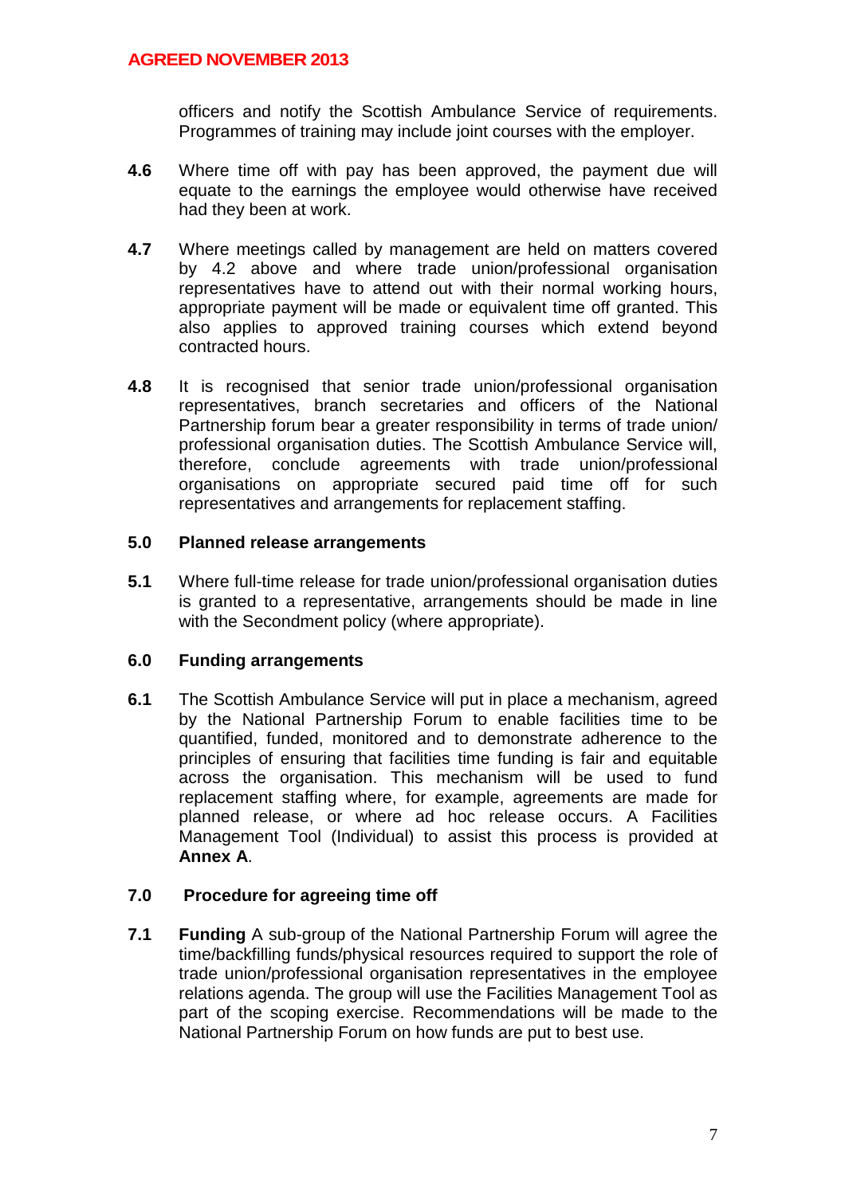officers and notify the Scottish Ambulance Service of requirements. Programmes of training may include joint courses with the employer.

**4.6** Where time off with pay has been approved, the payment due will equate to the earnings the employee would otherwise have received had they been at work.

**4.7** Where meetings called by management are held on matters covered by 4.2 above and where trade union/professional organisation representatives have to attend out with their normal working hours, appropriate payment will be made or equivalent time off granted. This also applies to approved training courses which extend beyond contracted hours.

**4.8** It is recognised that senior trade union/professional organisation representatives, branch secretaries and officers of the National Partnership forum bear a greater responsibility in terms of trade union/ professional organisation duties. The Scottish Ambulance Service will, therefore, conclude agreements with trade union/professional organisations on appropriate secured paid time off for such representatives and arrangements for replacement staffing.

## 5.0 Planned release arrangements

**5.1** Where full-time release for trade union/professional organisation duties is granted to a representative, arrangements should be made in line with the Secondment policy (where appropriate).

## 6.0 Funding arrangements

**6.1** The Scottish Ambulance Service will put in place a mechanism, agreed by the National Partnership Forum to enable facilities time to be quantified, funded, monitored and to demonstrate adherence to the principles of ensuring that facilities time funding is fair and equitable across the organisation. This mechanism will be used to fund replacement staffing where, for example, agreements are made for planned release, or where ad hoc release occurs. A Facilities Management Tool (Individual) to assist this process is provided at **Annex A**.

## 7.0 Procedure for agreeing time off

**7.1** **Funding** A sub-group of the National Partnership Forum will agree the time/backfilling funds/physical resources required to support the role of trade union/professional organisation representatives in the employee relations agenda. The group will use the Facilities Management Tool as part of the scoping exercise. Recommendations will be made to the National Partnership Forum on how funds are put to best use.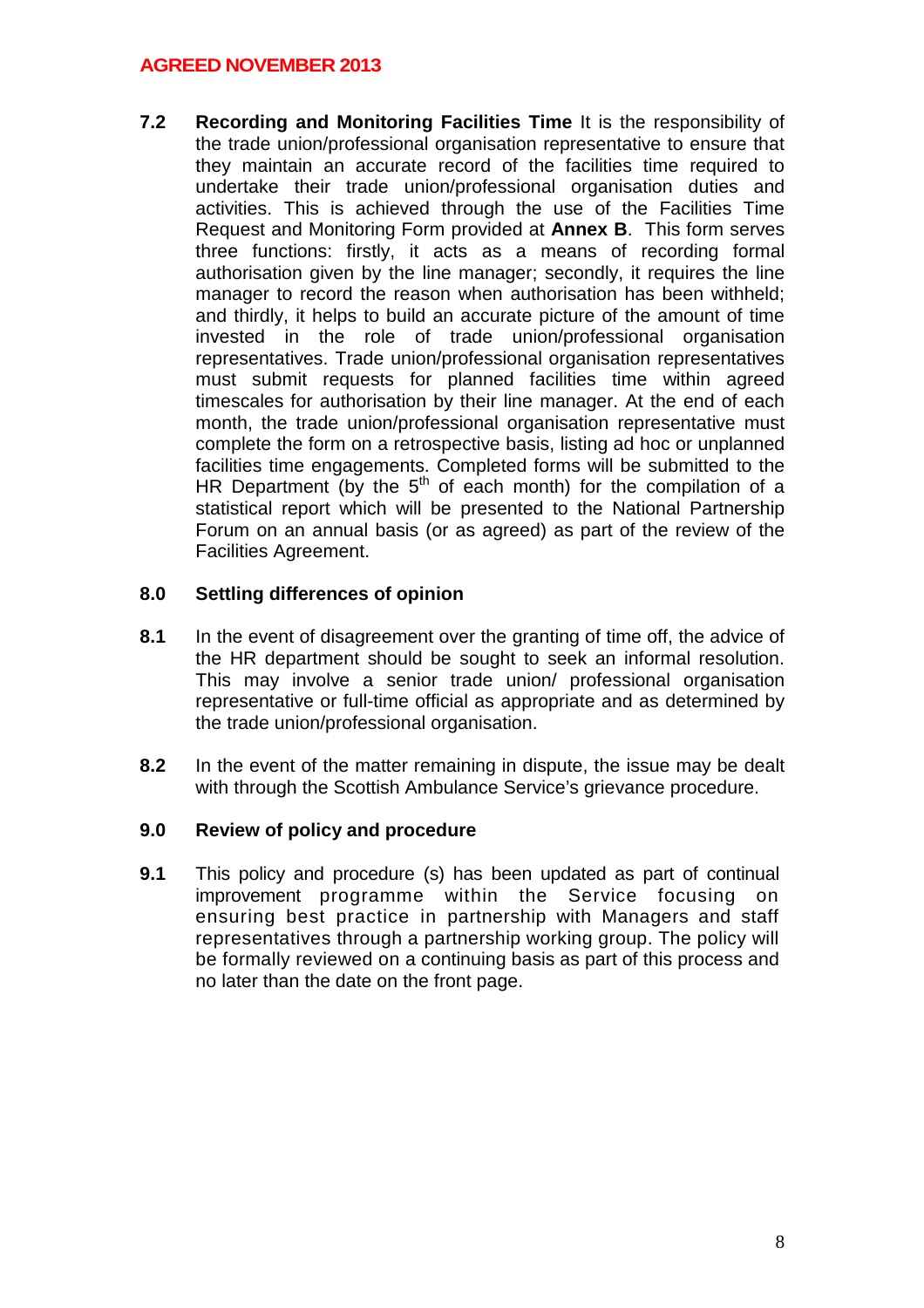**AGREED NOVEMBER 2013**

**7.2** **Recording and Monitoring Facilities Time** It is the responsibility of the trade union/professional organisation representative to ensure that they maintain an accurate record of the facilities time required to undertake their trade union/professional organisation duties and activities. This is achieved through the use of the Facilities Time Request and Monitoring Form provided at **Annex B**. This form serves three functions: firstly, it acts as a means of recording formal authorisation given by the line manager; secondly, it requires the line manager to record the reason when authorisation has been withheld; and thirdly, it helps to build an accurate picture of the amount of time invested in the role of trade union/professional organisation representatives. Trade union/professional organisation representatives must submit requests for planned facilities time within agreed timescales for authorisation by their line manager. At the end of each month, the trade union/professional organisation representative must complete the form on a retrospective basis, listing ad hoc or unplanned facilities time engagements. Completed forms will be submitted to the HR Department (by the 5th of each month) for the compilation of a statistical report which will be presented to the National Partnership Forum on an annual basis (or as agreed) as part of the review of the Facilities Agreement.

## 8.0 Settling differences of opinion

**8.1** In the event of disagreement over the granting of time off, the advice of the HR department should be sought to seek an informal resolution. This may involve a senior trade union/ professional organisation representative or full-time official as appropriate and as determined by the trade union/professional organisation.

**8.2** In the event of the matter remaining in dispute, the issue may be dealt with through the Scottish Ambulance Service's grievance procedure.

## 9.0 Review of policy and procedure

**9.1** This policy and procedure (s) has been updated as part of continual improvement programme within the Service focusing on ensuring best practice in partnership with Managers and staff representatives through a partnership working group. The policy will be formally reviewed on a continuing basis as part of this process and no later than the date on the front page.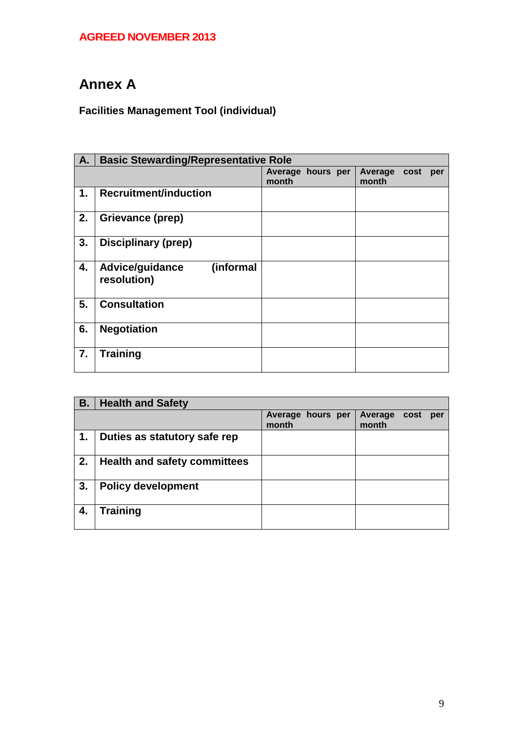AGREED NOVEMBER 2013

# Annex A

**Facilities Management Tool (individual)**

| A. | Basic Stewarding/Representative Role | | |
|---|---|---|---|
| | | Average hours per month | Average cost per month |
| 1. | Recruitment/induction | | |
| 2. | Grievance (prep) | | |
| 3. | Disciplinary (prep) | | |
| 4. | Advice/guidance (informal resolution) | | |
| 5. | Consultation | | |
| 6. | Negotiation | | |
| 7. | Training | | |

| B. | Health and Safety | | |
|---|---|---|---|
| | | Average hours per month | Average cost per month |
| 1. | Duties as statutory safe rep | | |
| 2. | Health and safety committees | | |
| 3. | Policy development | | |
| 4. | Training | | |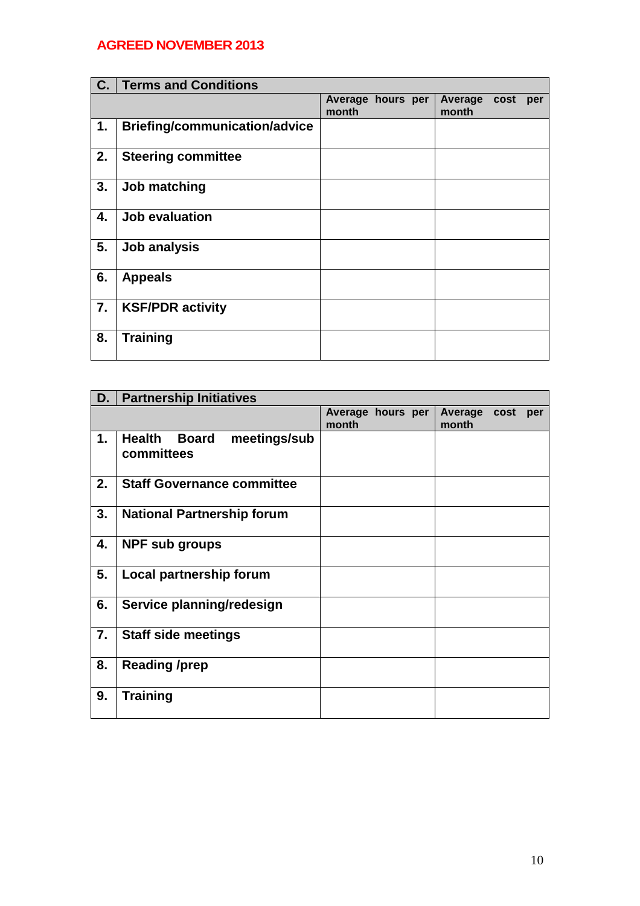**AGREED NOVEMBER 2013**

| C. | Terms and Conditions | | |
|---|---|---|---|
| | | Average hours per month | Average cost per month |
| 1. | Briefing/communication/advice | | |
| 2. | Steering committee | | |
| 3. | Job matching | | |
| 4. | Job evaluation | | |
| 5. | Job analysis | | |
| 6. | Appeals | | |
| 7. | KSF/PDR activity | | |
| 8. | Training | | |

| D. | Partnership Initiatives | | |
|---|---|---|---|
| | | Average hours per month | Average cost per month |
| 1. | Health Board meetings/sub committees | | |
| 2. | Staff Governance committee | | |
| 3. | National Partnership forum | | |
| 4. | NPF sub groups | | |
| 5. | Local partnership forum | | |
| 6. | Service planning/redesign | | |
| 7. | Staff side meetings | | |
| 8. | Reading /prep | | |
| 9. | Training | | |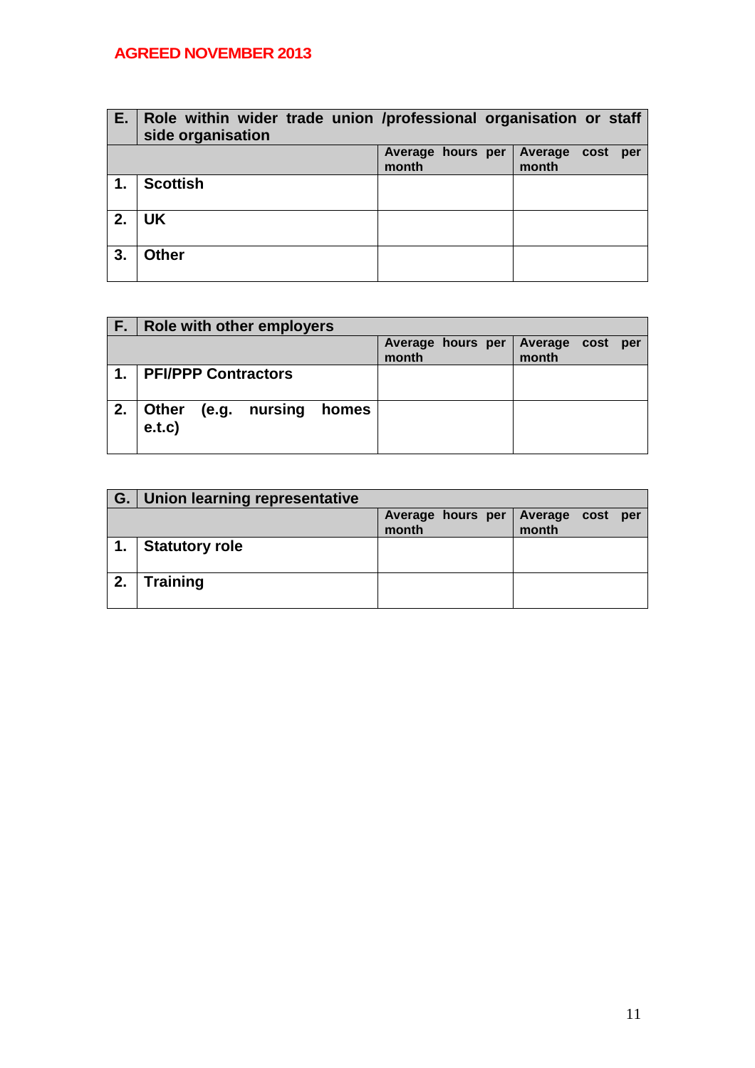AGREED NOVEMBER 2013

| E. | Role within wider trade union /professional organisation or staff side organisation | | |
|---|---|---|---|
| | | Average hours per month | Average cost per month |
| 1. | Scottish | | |
| 2. | UK | | |
| 3. | Other | | |

| F. | Role with other employers | | |
|---|---|---|---|
| | | Average hours per month | Average cost per month |
| 1. | PFI/PPP Contractors | | |
| 2. | Other (e.g. nursing homes e.t.c) | | |

| G. | Union learning representative | | |
|---|---|---|---|
| | | Average hours per month | Average cost per month |
| 1. | Statutory role | | |
| 2. | Training | | |